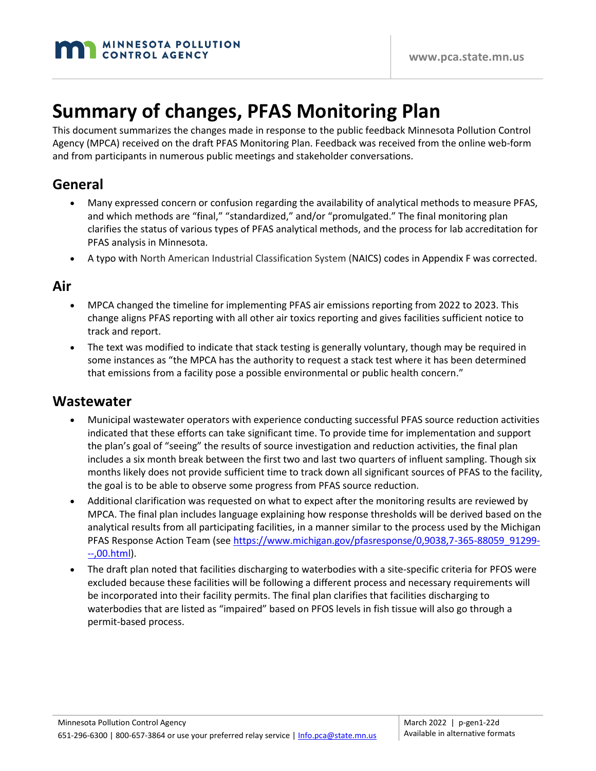# Summary of changes, PFAS Monitoring Plan

This document summarizes the changes made in response to the public feedback Minnesota Pollution Control Agency (MPCA) received on the draft PFAS Monitoring Plan. Feedback was received from the online web-form and from participants in numerous public meetings and stakeholder conversations.

## General

- Many expressed concern or confusion regarding the availability of analytical methods to measure PFAS, and which methods are "final," "standardized," and/or "promulgated." The final monitoring plan clarifies the status of various types of PFAS analytical methods, and the process for lab accreditation for PFAS analysis in Minnesota.
- A typo with North American Industrial Classification System (NAICS) codes in Appendix F was corrected.

## Air

- MPCA changed the timeline for implementing PFAS air emissions reporting from 2022 to 2023. This change aligns PFAS reporting with all other air toxics reporting and gives facilities sufficient notice to track and report.
- The text was modified to indicate that stack testing is generally voluntary, though may be required in some instances as "the MPCA has the authority to request a stack test where it has been determined that emissions from a facility pose a possible environmental or public health concern."

## Wastewater

- Municipal wastewater operators with experience conducting successful PFAS source reduction activities indicated that these efforts can take significant time. To provide time for implementation and support the plan's goal of "seeing" the results of source investigation and reduction activities, the final plan includes a six month break between the first two and last two quarters of influent sampling. Though six months likely does not provide sufficient time to track down all significant sources of PFAS to the facility, the goal is to be able to observe some progress from PFAS source reduction.
- Additional clarification was requested on what to expect after the monitoring results are reviewed by MPCA. The final plan includes language explaining how response thresholds will be derived based on the analytical results from all participating facilities, in a manner similar to the process used by the Michigan PFAS Response Action Team (see https://www.michigan.gov/pfasresponse/0,9038,7-365-88059_91299---,00.html).
- The draft plan noted that facilities discharging to waterbodies with a site-specific criteria for PFOS were excluded because these facilities will be following a different process and necessary requirements will be incorporated into their facility permits. The final plan clarifies that facilities discharging to waterbodies that are listed as "impaired" based on PFOS levels in fish tissue will also go through a permit-based process.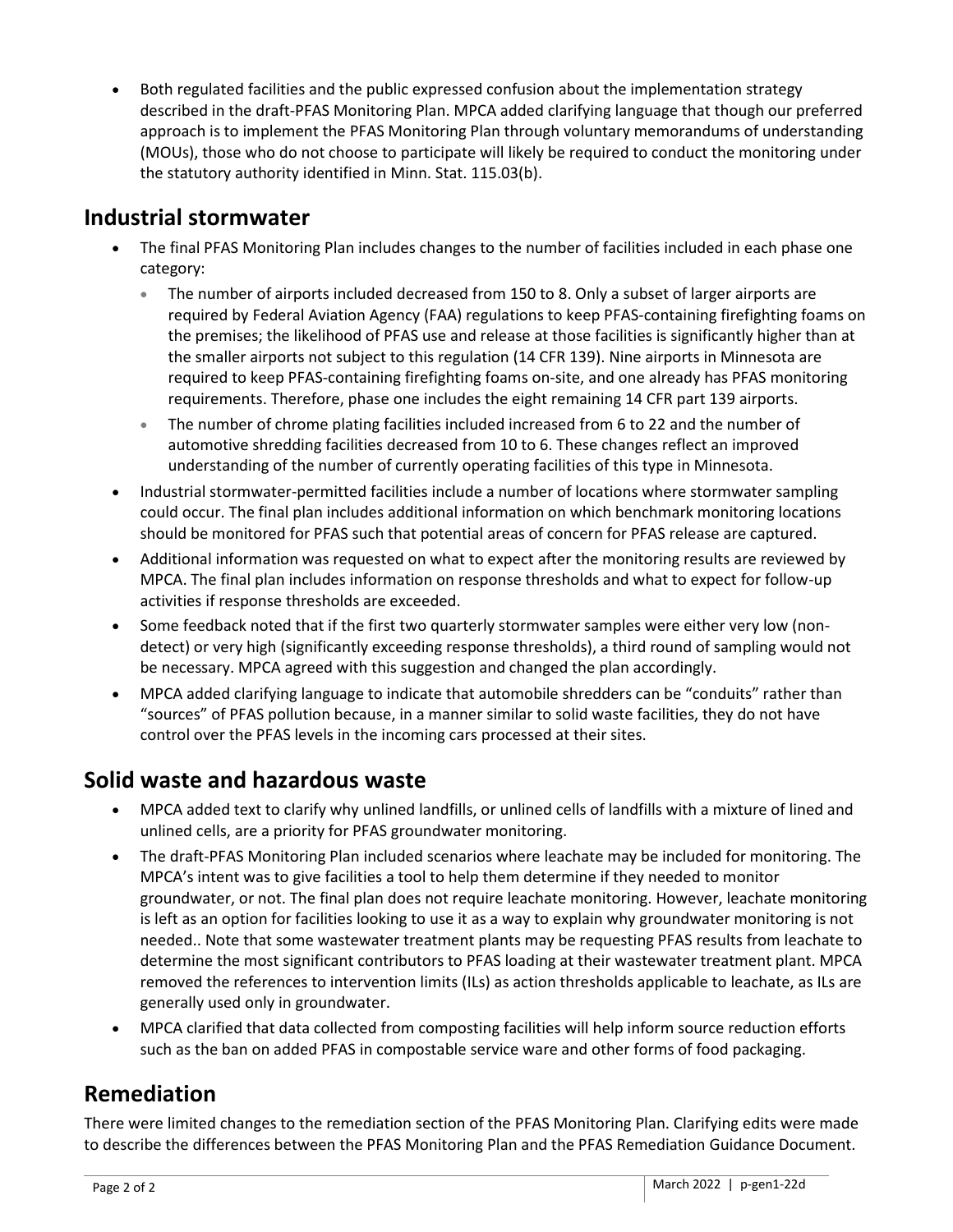- Both regulated facilities and the public expressed confusion about the implementation strategy described in the draft-PFAS Monitoring Plan. MPCA added clarifying language that though our preferred approach is to implement the PFAS Monitoring Plan through voluntary memorandums of understanding (MOUs), those who do not choose to participate will likely be required to conduct the monitoring under the statutory authority identified in Minn. Stat. 115.03(b).

## Industrial stormwater

- The final PFAS Monitoring Plan includes changes to the number of facilities included in each phase one category:
  - The number of airports included decreased from 150 to 8. Only a subset of larger airports are required by Federal Aviation Agency (FAA) regulations to keep PFAS-containing firefighting foams on the premises; the likelihood of PFAS use and release at those facilities is significantly higher than at the smaller airports not subject to this regulation (14 CFR 139). Nine airports in Minnesota are required to keep PFAS-containing firefighting foams on-site, and one already has PFAS monitoring requirements. Therefore, phase one includes the eight remaining 14 CFR part 139 airports.
  - The number of chrome plating facilities included increased from 6 to 22 and the number of automotive shredding facilities decreased from 10 to 6. These changes reflect an improved understanding of the number of currently operating facilities of this type in Minnesota.
- Industrial stormwater-permitted facilities include a number of locations where stormwater sampling could occur. The final plan includes additional information on which benchmark monitoring locations should be monitored for PFAS such that potential areas of concern for PFAS release are captured.
- Additional information was requested on what to expect after the monitoring results are reviewed by MPCA. The final plan includes information on response thresholds and what to expect for follow-up activities if response thresholds are exceeded.
- Some feedback noted that if the first two quarterly stormwater samples were either very low (non-detect) or very high (significantly exceeding response thresholds), a third round of sampling would not be necessary. MPCA agreed with this suggestion and changed the plan accordingly.
- MPCA added clarifying language to indicate that automobile shredders can be "conduits" rather than "sources" of PFAS pollution because, in a manner similar to solid waste facilities, they do not have control over the PFAS levels in the incoming cars processed at their sites.

## Solid waste and hazardous waste

- MPCA added text to clarify why unlined landfills, or unlined cells of landfills with a mixture of lined and unlined cells, are a priority for PFAS groundwater monitoring.
- The draft-PFAS Monitoring Plan included scenarios where leachate may be included for monitoring. The MPCA's intent was to give facilities a tool to help them determine if they needed to monitor groundwater, or not. The final plan does not require leachate monitoring. However, leachate monitoring is left as an option for facilities looking to use it as a way to explain why groundwater monitoring is not needed.. Note that some wastewater treatment plants may be requesting PFAS results from leachate to determine the most significant contributors to PFAS loading at their wastewater treatment plant. MPCA removed the references to intervention limits (ILs) as action thresholds applicable to leachate, as ILs are generally used only in groundwater.
- MPCA clarified that data collected from composting facilities will help inform source reduction efforts such as the ban on added PFAS in compostable service ware and other forms of food packaging.

## Remediation

There were limited changes to the remediation section of the PFAS Monitoring Plan. Clarifying edits were made to describe the differences between the PFAS Monitoring Plan and the PFAS Remediation Guidance Document.